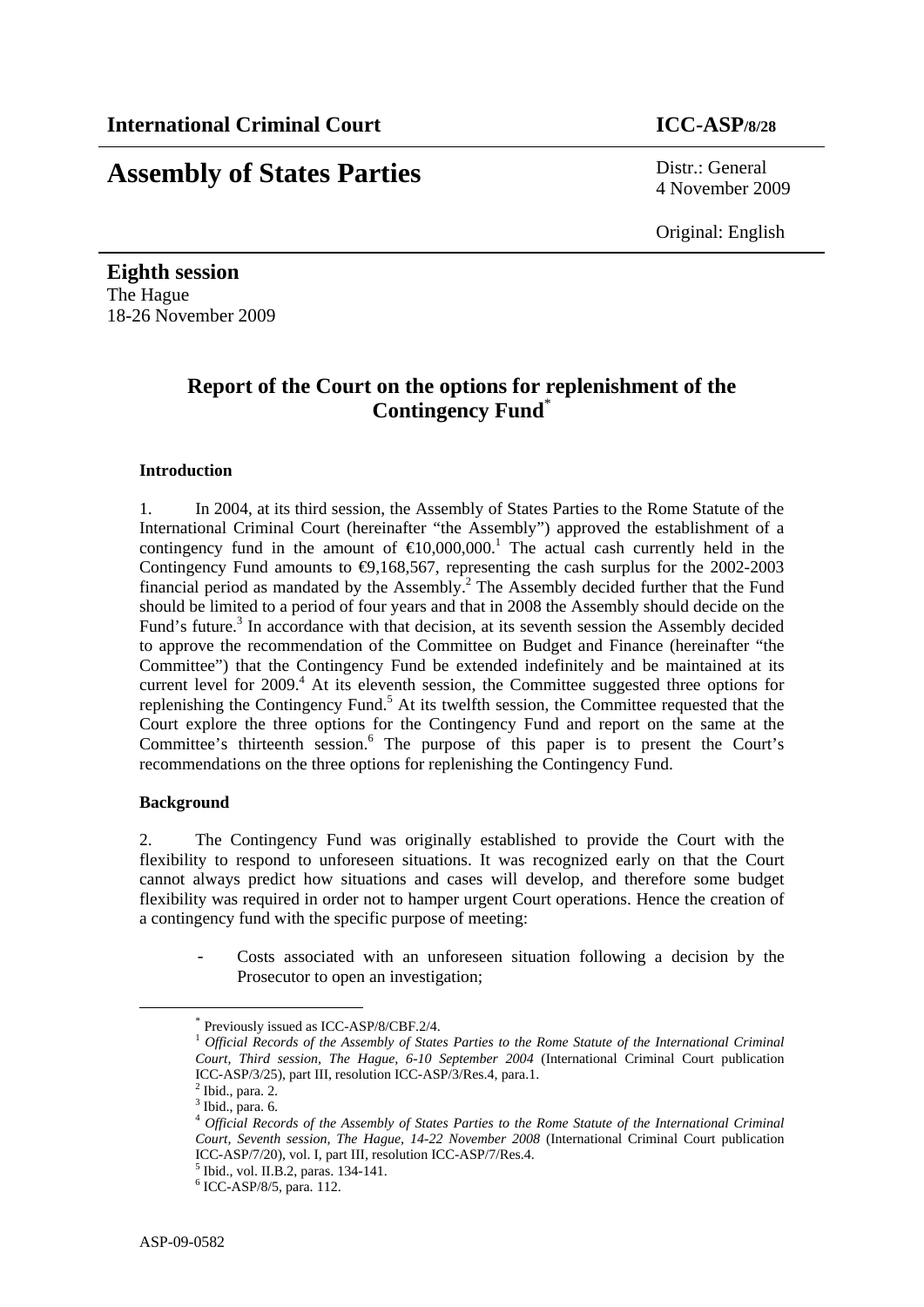**International Criminal Court** **ICC-ASP/8/28**

# Assembly of States Parties

Distr.: General
4 November 2009

Original: English

**Eighth session**
The Hague
18-26 November 2009

## Report of the Court on the options for replenishment of the Contingency Fund[*]

### Introduction

1. In 2004, at its third session, the Assembly of States Parties to the Rome Statute of the International Criminal Court (hereinafter "the Assembly") approved the establishment of a contingency fund in the amount of €10,000,000.[1] The actual cash currently held in the Contingency Fund amounts to €9,168,567, representing the cash surplus for the 2002-2003 financial period as mandated by the Assembly.[2] The Assembly decided further that the Fund should be limited to a period of four years and that in 2008 the Assembly should decide on the Fund's future.[3] In accordance with that decision, at its seventh session the Assembly decided to approve the recommendation of the Committee on Budget and Finance (hereinafter "the Committee") that the Contingency Fund be extended indefinitely and be maintained at its current level for 2009.[4] At its eleventh session, the Committee suggested three options for replenishing the Contingency Fund.[5] At its twelfth session, the Committee requested that the Court explore the three options for the Contingency Fund and report on the same at the Committee's thirteenth session.[6] The purpose of this paper is to present the Court's recommendations on the three options for replenishing the Contingency Fund.

### Background

2. The Contingency Fund was originally established to provide the Court with the flexibility to respond to unforeseen situations. It was recognized early on that the Court cannot always predict how situations and cases will develop, and therefore some budget flexibility was required in order not to hamper urgent Court operations. Hence the creation of a contingency fund with the specific purpose of meeting:

- Costs associated with an unforeseen situation following a decision by the Prosecutor to open an investigation;

---

[*] Previously issued as ICC-ASP/8/CBF.2/4.

[1] *Official Records of the Assembly of States Parties to the Rome Statute of the International Criminal Court, Third session, The Hague, 6-10 September 2004* (International Criminal Court publication ICC-ASP/3/25), part III, resolution ICC-ASP/3/Res.4, para.1.

[2] Ibid., para. 2.

[3] Ibid., para. 6.

[4] *Official Records of the Assembly of States Parties to the Rome Statute of the International Criminal Court, Seventh session, The Hague, 14-22 November 2008* (International Criminal Court publication ICC-ASP/7/20), vol. I, part III, resolution ICC-ASP/7/Res.4.

[5] Ibid., vol. II.B.2, paras. 134-141.

[6] ICC-ASP/8/5, para. 112.

ASP-09-0582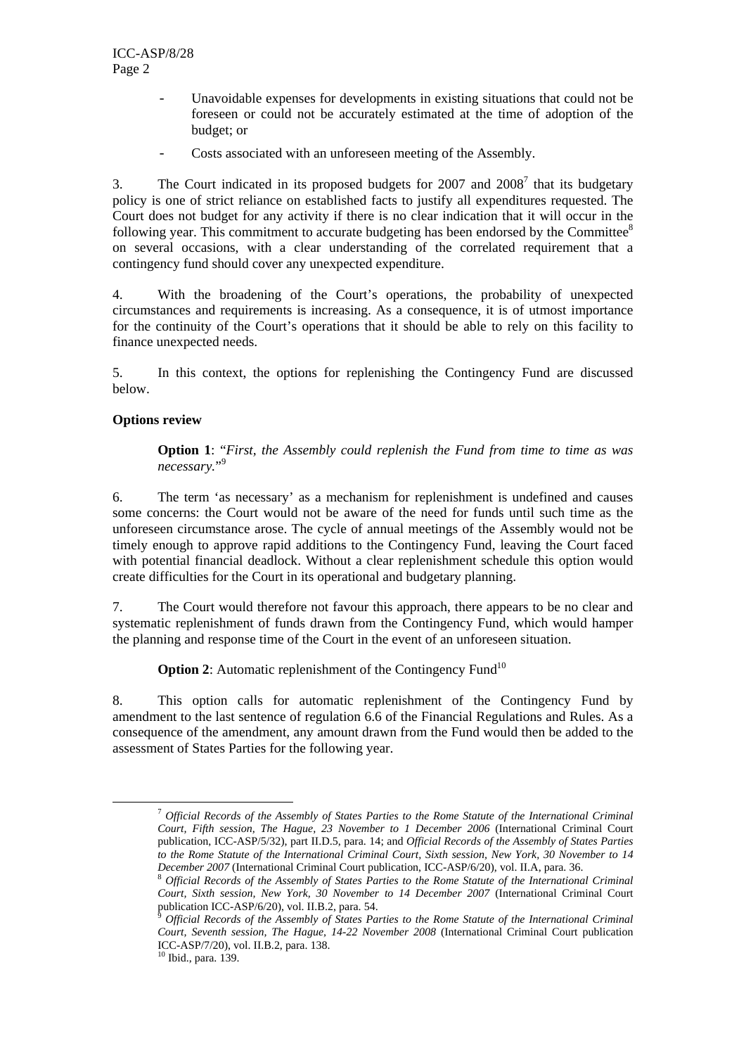- Unavoidable expenses for developments in existing situations that could not be foreseen or could not be accurately estimated at the time of adoption of the budget; or

- Costs associated with an unforeseen meeting of the Assembly.

3. The Court indicated in its proposed budgets for 2007 and 2008[7] that its budgetary policy is one of strict reliance on established facts to justify all expenditures requested. The Court does not budget for any activity if there is no clear indication that it will occur in the following year. This commitment to accurate budgeting has been endorsed by the Committee[8] on several occasions, with a clear understanding of the correlated requirement that a contingency fund should cover any unexpected expenditure.

4. With the broadening of the Court's operations, the probability of unexpected circumstances and requirements is increasing. As a consequence, it is of utmost importance for the continuity of the Court's operations that it should be able to rely on this facility to finance unexpected needs.

5. In this context, the options for replenishing the Contingency Fund are discussed below.

**Options review**

**Option 1**: "*First, the Assembly could replenish the Fund from time to time as was necessary.*"[9]

6. The term 'as necessary' as a mechanism for replenishment is undefined and causes some concerns: the Court would not be aware of the need for funds until such time as the unforeseen circumstance arose. The cycle of annual meetings of the Assembly would not be timely enough to approve rapid additions to the Contingency Fund, leaving the Court faced with potential financial deadlock. Without a clear replenishment schedule this option would create difficulties for the Court in its operational and budgetary planning.

7. The Court would therefore not favour this approach, there appears to be no clear and systematic replenishment of funds drawn from the Contingency Fund, which would hamper the planning and response time of the Court in the event of an unforeseen situation.

**Option 2**: Automatic replenishment of the Contingency Fund[10]

8. This option calls for automatic replenishment of the Contingency Fund by amendment to the last sentence of regulation 6.6 of the Financial Regulations and Rules. As a consequence of the amendment, any amount drawn from the Fund would then be added to the assessment of States Parties for the following year.

---

[7] *Official Records of the Assembly of States Parties to the Rome Statute of the International Criminal Court, Fifth session, The Hague, 23 November to 1 December 2006* (International Criminal Court publication, ICC-ASP/5/32), part II.D.5, para. 14; and *Official Records of the Assembly of States Parties to the Rome Statute of the International Criminal Court, Sixth session, New York, 30 November to 14 December 2007* (International Criminal Court publication, ICC-ASP/6/20), vol. II.A, para. 36.

[8] *Official Records of the Assembly of States Parties to the Rome Statute of the International Criminal Court, Sixth session, New York, 30 November to 14 December 2007* (International Criminal Court publication ICC-ASP/6/20), vol. II.B.2, para. 54.

[9] *Official Records of the Assembly of States Parties to the Rome Statute of the International Criminal Court, Seventh session, The Hague, 14-22 November 2008* (International Criminal Court publication ICC-ASP/7/20), vol. II.B.2, para. 138.

[10] Ibid., para. 139.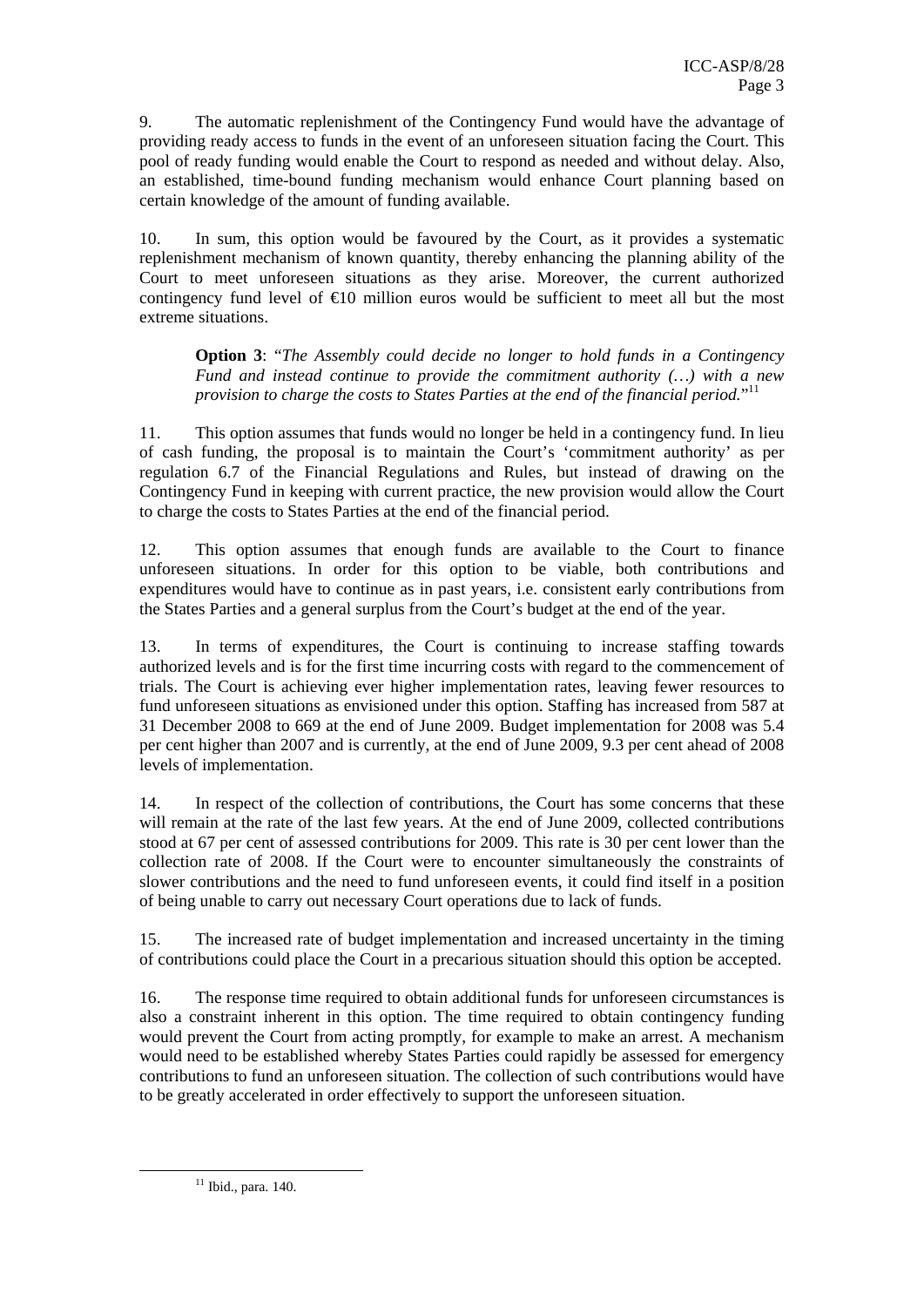9. The automatic replenishment of the Contingency Fund would have the advantage of providing ready access to funds in the event of an unforeseen situation facing the Court. This pool of ready funding would enable the Court to respond as needed and without delay. Also, an established, time-bound funding mechanism would enhance Court planning based on certain knowledge of the amount of funding available.

10. In sum, this option would be favoured by the Court, as it provides a systematic replenishment mechanism of known quantity, thereby enhancing the planning ability of the Court to meet unforeseen situations as they arise. Moreover, the current authorized contingency fund level of €10 million euros would be sufficient to meet all but the most extreme situations.

> **Option 3**: "*The Assembly could decide no longer to hold funds in a Contingency Fund and instead continue to provide the commitment authority (…) with a new provision to charge the costs to States Parties at the end of the financial period.*"[11]

11. This option assumes that funds would no longer be held in a contingency fund. In lieu of cash funding, the proposal is to maintain the Court's 'commitment authority' as per regulation 6.7 of the Financial Regulations and Rules, but instead of drawing on the Contingency Fund in keeping with current practice, the new provision would allow the Court to charge the costs to States Parties at the end of the financial period.

12. This option assumes that enough funds are available to the Court to finance unforeseen situations. In order for this option to be viable, both contributions and expenditures would have to continue as in past years, i.e. consistent early contributions from the States Parties and a general surplus from the Court's budget at the end of the year.

13. In terms of expenditures, the Court is continuing to increase staffing towards authorized levels and is for the first time incurring costs with regard to the commencement of trials. The Court is achieving ever higher implementation rates, leaving fewer resources to fund unforeseen situations as envisioned under this option. Staffing has increased from 587 at 31 December 2008 to 669 at the end of June 2009. Budget implementation for 2008 was 5.4 per cent higher than 2007 and is currently, at the end of June 2009, 9.3 per cent ahead of 2008 levels of implementation.

14. In respect of the collection of contributions, the Court has some concerns that these will remain at the rate of the last few years. At the end of June 2009, collected contributions stood at 67 per cent of assessed contributions for 2009. This rate is 30 per cent lower than the collection rate of 2008. If the Court were to encounter simultaneously the constraints of slower contributions and the need to fund unforeseen events, it could find itself in a position of being unable to carry out necessary Court operations due to lack of funds.

15. The increased rate of budget implementation and increased uncertainty in the timing of contributions could place the Court in a precarious situation should this option be accepted.

16. The response time required to obtain additional funds for unforeseen circumstances is also a constraint inherent in this option. The time required to obtain contingency funding would prevent the Court from acting promptly, for example to make an arrest. A mechanism would need to be established whereby States Parties could rapidly be assessed for emergency contributions to fund an unforeseen situation. The collection of such contributions would have to be greatly accelerated in order effectively to support the unforeseen situation.

---

[11] Ibid., para. 140.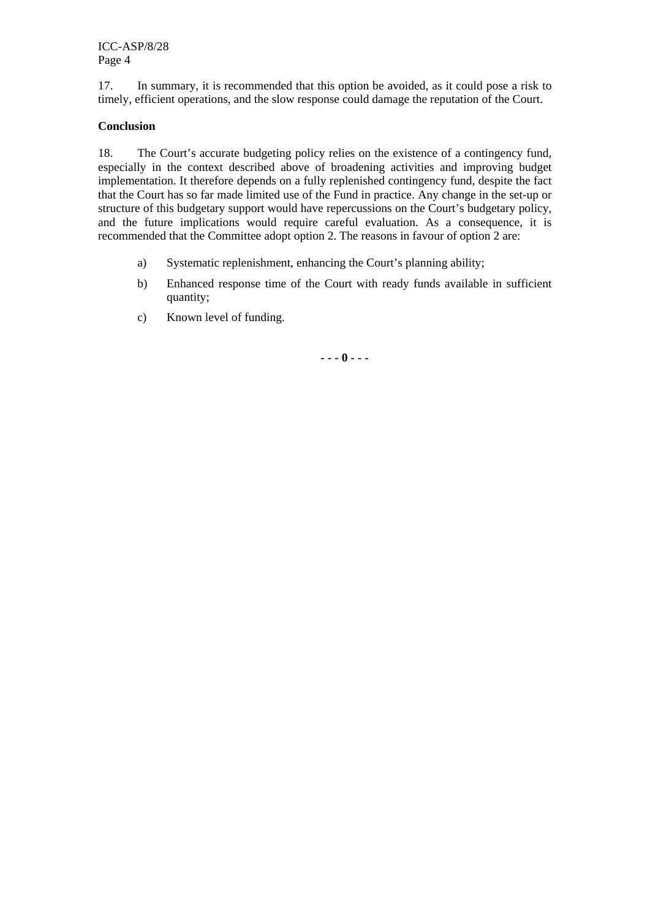17. In summary, it is recommended that this option be avoided, as it could pose a risk to timely, efficient operations, and the slow response could damage the reputation of the Court.

**Conclusion**

18. The Court's accurate budgeting policy relies on the existence of a contingency fund, especially in the context described above of broadening activities and improving budget implementation. It therefore depends on a fully replenished contingency fund, despite the fact that the Court has so far made limited use of the Fund in practice. Any change in the set-up or structure of this budgetary support would have repercussions on the Court's budgetary policy, and the future implications would require careful evaluation. As a consequence, it is recommended that the Committee adopt option 2. The reasons in favour of option 2 are:

a) Systematic replenishment, enhancing the Court's planning ability;

b) Enhanced response time of the Court with ready funds available in sufficient quantity;

c) Known level of funding.

**- - - 0 - - -**